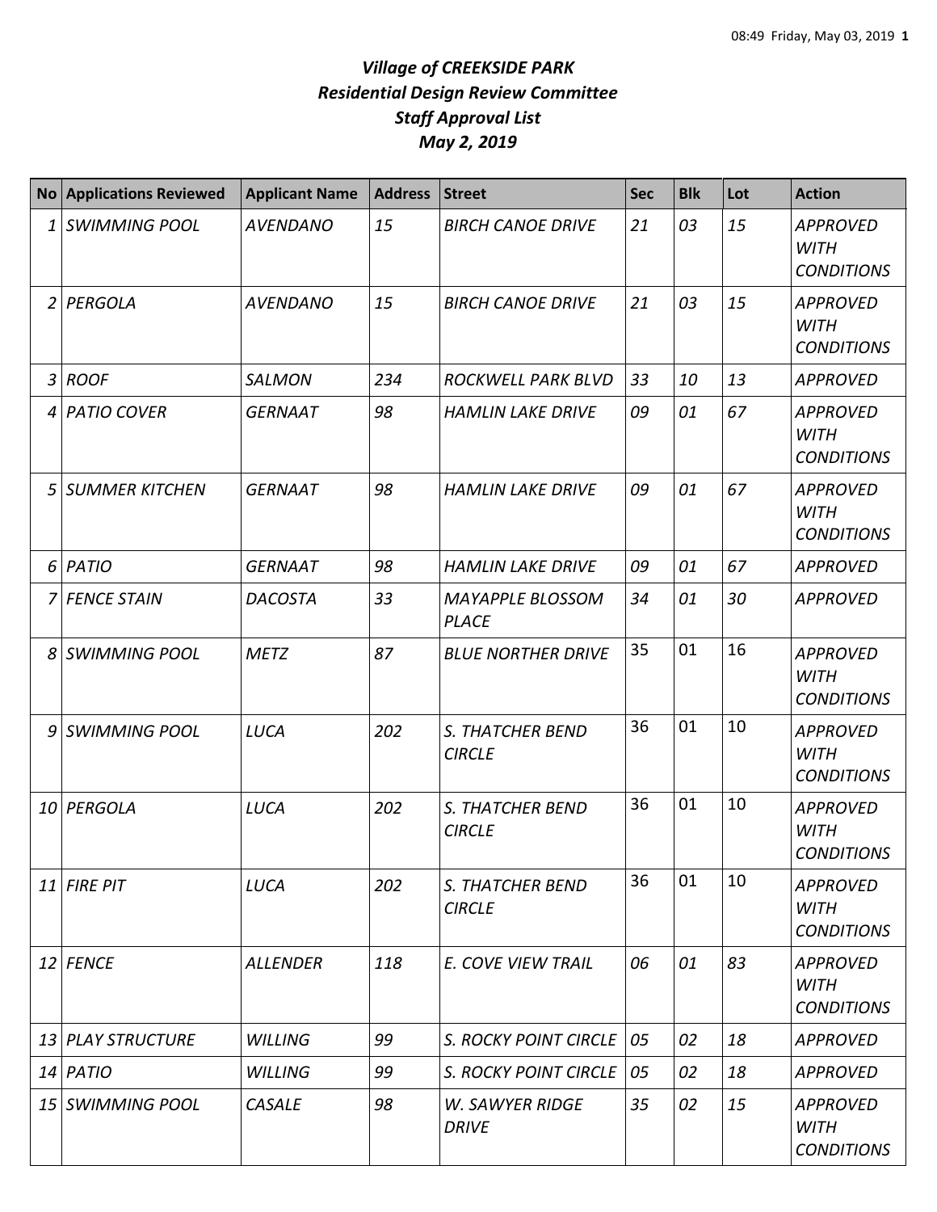# *Village of CREEKSIDE PARK*
## *Residential Design Review Committee*
## *Staff Approval List*
## *May 2, 2019*

| No | Applications Reviewed | Applicant Name | Address | Street | Sec | Blk | Lot | Action |
|---|---|---|---|---|---|---|---|---|
| 1 | *SWIMMING POOL* | *AVENDANO* | *15* | *BIRCH CANOE DRIVE* | *21* | *03* | *15* | *APPROVED WITH CONDITIONS* |
| 2 | *PERGOLA* | *AVENDANO* | *15* | *BIRCH CANOE DRIVE* | *21* | *03* | *15* | *APPROVED WITH CONDITIONS* |
| 3 | *ROOF* | *SALMON* | *234* | *ROCKWELL PARK BLVD* | *33* | *10* | *13* | *APPROVED* |
| 4 | *PATIO COVER* | *GERNAAT* | *98* | *HAMLIN LAKE DRIVE* | *09* | *01* | *67* | *APPROVED WITH CONDITIONS* |
| 5 | *SUMMER KITCHEN* | *GERNAAT* | *98* | *HAMLIN LAKE DRIVE* | *09* | *01* | *67* | *APPROVED WITH CONDITIONS* |
| 6 | *PATIO* | *GERNAAT* | *98* | *HAMLIN LAKE DRIVE* | *09* | *01* | *67* | *APPROVED* |
| 7 | *FENCE STAIN* | *DACOSTA* | *33* | *MAYAPPLE BLOSSOM PLACE* | *34* | *01* | *30* | *APPROVED* |
| 8 | *SWIMMING POOL* | *METZ* | *87* | *BLUE NORTHER DRIVE* | 35 | 01 | 16 | *APPROVED WITH CONDITIONS* |
| 9 | *SWIMMING POOL* | *LUCA* | *202* | *S. THATCHER BEND CIRCLE* | 36 | 01 | 10 | *APPROVED WITH CONDITIONS* |
| 10 | *PERGOLA* | *LUCA* | *202* | *S. THATCHER BEND CIRCLE* | 36 | 01 | 10 | *APPROVED WITH CONDITIONS* |
| 11 | *FIRE PIT* | *LUCA* | *202* | *S. THATCHER BEND CIRCLE* | 36 | 01 | 10 | *APPROVED WITH CONDITIONS* |
| 12 | *FENCE* | *ALLENDER* | *118* | *E. COVE VIEW TRAIL* | *06* | *01* | *83* | *APPROVED WITH CONDITIONS* |
| 13 | *PLAY STRUCTURE* | *WILLING* | *99* | *S. ROCKY POINT CIRCLE* | *05* | *02* | *18* | *APPROVED* |
| 14 | *PATIO* | *WILLING* | *99* | *S. ROCKY POINT CIRCLE* | *05* | *02* | *18* | *APPROVED* |
| 15 | *SWIMMING POOL* | *CASALE* | *98* | *W. SAWYER RIDGE DRIVE* | *35* | *02* | *15* | *APPROVED WITH CONDITIONS* |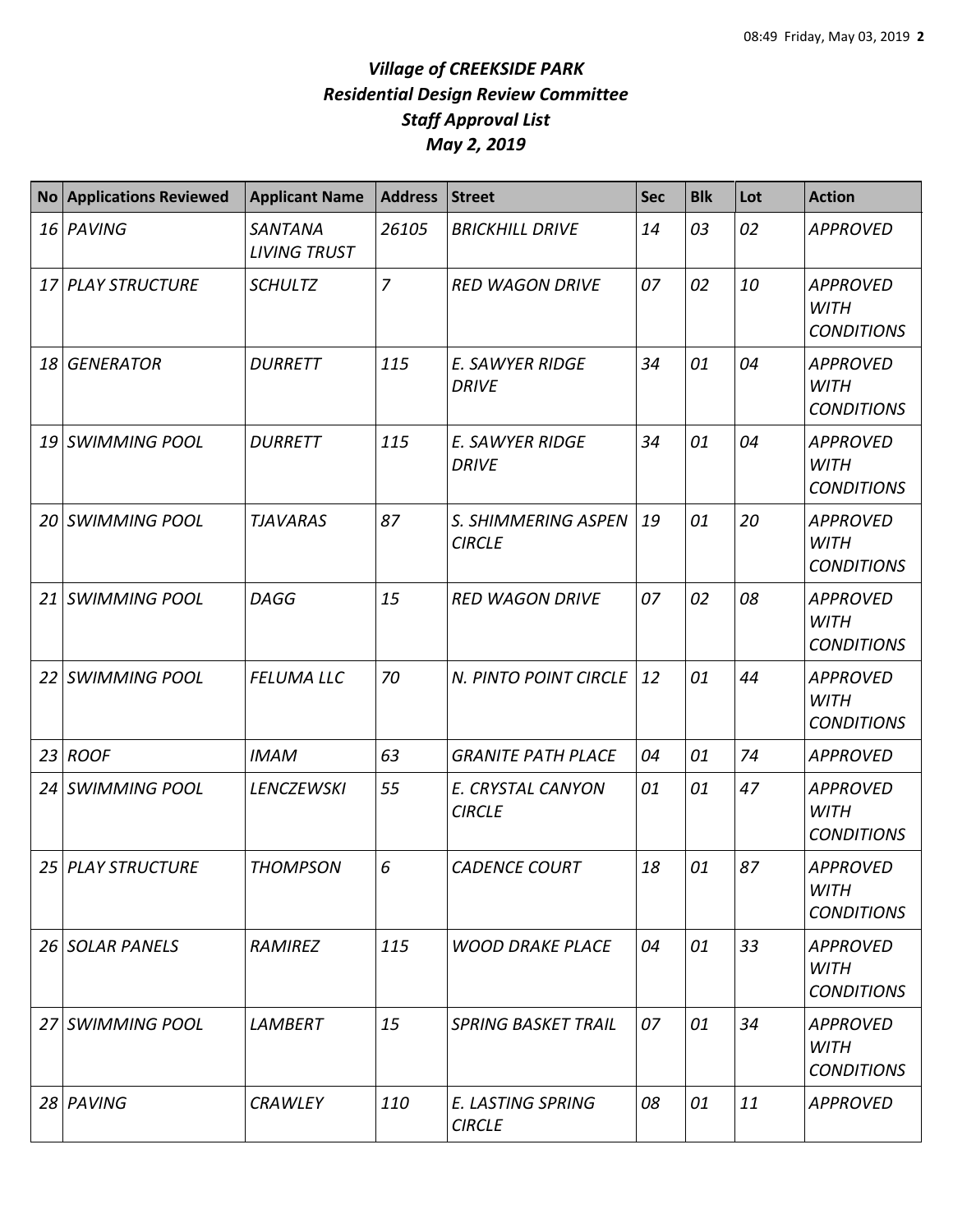# *Village of CREEKSIDE PARK*
## *Residential Design Review Committee*
## *Staff Approval List*
## *May 2, 2019*

| No | Applications Reviewed | Applicant Name | Address | Street | Sec | Blk | Lot | Action |
|---|---|---|---|---|---|---|---|---|
| 16 | PAVING | SANTANA LIVING TRUST | 26105 | BRICKHILL DRIVE | 14 | 03 | 02 | APPROVED |
| 17 | PLAY STRUCTURE | SCHULTZ | 7 | RED WAGON DRIVE | 07 | 02 | 10 | APPROVED WITH CONDITIONS |
| 18 | GENERATOR | DURRETT | 115 | E. SAWYER RIDGE DRIVE | 34 | 01 | 04 | APPROVED WITH CONDITIONS |
| 19 | SWIMMING POOL | DURRETT | 115 | E. SAWYER RIDGE DRIVE | 34 | 01 | 04 | APPROVED WITH CONDITIONS |
| 20 | SWIMMING POOL | TJAVARAS | 87 | S. SHIMMERING ASPEN CIRCLE | 19 | 01 | 20 | APPROVED WITH CONDITIONS |
| 21 | SWIMMING POOL | DAGG | 15 | RED WAGON DRIVE | 07 | 02 | 08 | APPROVED WITH CONDITIONS |
| 22 | SWIMMING POOL | FELUMA LLC | 70 | N. PINTO POINT CIRCLE | 12 | 01 | 44 | APPROVED WITH CONDITIONS |
| 23 | ROOF | IMAM | 63 | GRANITE PATH PLACE | 04 | 01 | 74 | APPROVED |
| 24 | SWIMMING POOL | LENCZEWSKI | 55 | E. CRYSTAL CANYON CIRCLE | 01 | 01 | 47 | APPROVED WITH CONDITIONS |
| 25 | PLAY STRUCTURE | THOMPSON | 6 | CADENCE COURT | 18 | 01 | 87 | APPROVED WITH CONDITIONS |
| 26 | SOLAR PANELS | RAMIREZ | 115 | WOOD DRAKE PLACE | 04 | 01 | 33 | APPROVED WITH CONDITIONS |
| 27 | SWIMMING POOL | LAMBERT | 15 | SPRING BASKET TRAIL | 07 | 01 | 34 | APPROVED WITH CONDITIONS |
| 28 | PAVING | CRAWLEY | 110 | E. LASTING SPRING CIRCLE | 08 | 01 | 11 | APPROVED |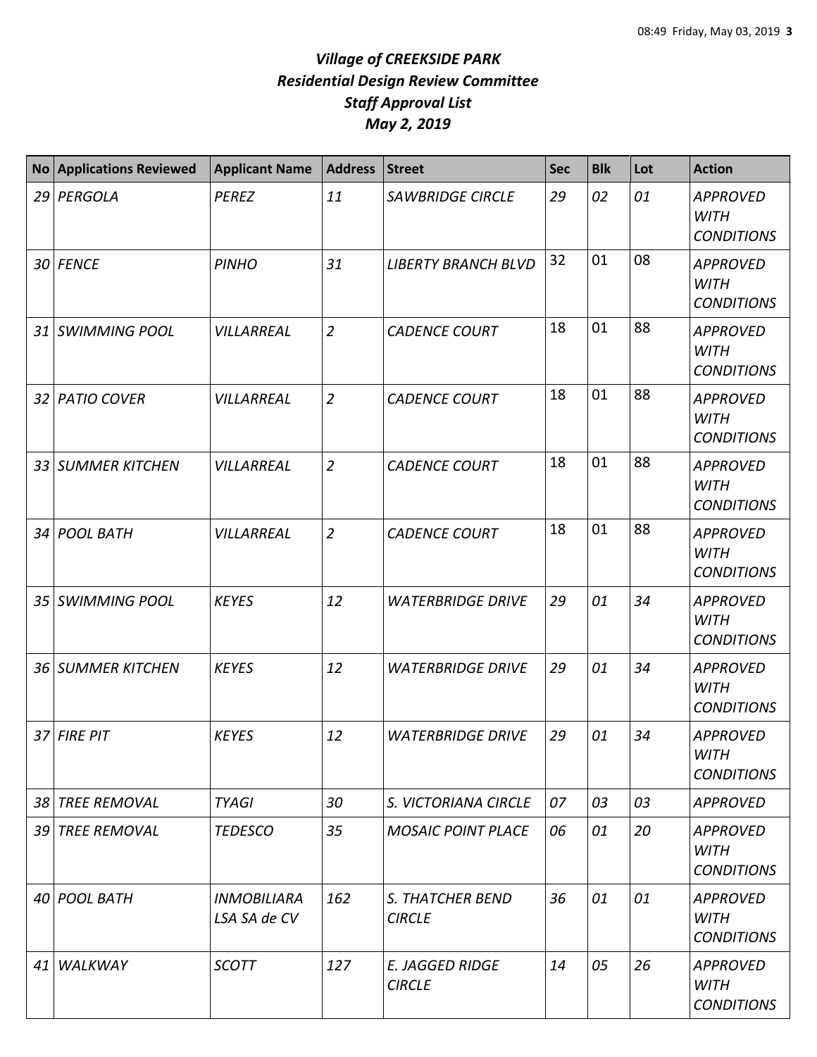# *Village of CREEKSIDE PARK*
## *Residential Design Review Committee*
## *Staff Approval List*
## *May 2, 2019*

| No | Applications Reviewed | Applicant Name | Address | Street | Sec | Blk | Lot | Action |
|---|---|---|---|---|---|---|---|---|
| 29 | PERGOLA | PEREZ | 11 | SAWBRIDGE CIRCLE | 29 | 02 | 01 | APPROVED WITH CONDITIONS |
| 30 | FENCE | PINHO | 31 | LIBERTY BRANCH BLVD | 32 | 01 | 08 | APPROVED WITH CONDITIONS |
| 31 | SWIMMING POOL | VILLARREAL | 2 | CADENCE COURT | 18 | 01 | 88 | APPROVED WITH CONDITIONS |
| 32 | PATIO COVER | VILLARREAL | 2 | CADENCE COURT | 18 | 01 | 88 | APPROVED WITH CONDITIONS |
| 33 | SUMMER KITCHEN | VILLARREAL | 2 | CADENCE COURT | 18 | 01 | 88 | APPROVED WITH CONDITIONS |
| 34 | POOL BATH | VILLARREAL | 2 | CADENCE COURT | 18 | 01 | 88 | APPROVED WITH CONDITIONS |
| 35 | SWIMMING POOL | KEYES | 12 | WATERBRIDGE DRIVE | 29 | 01 | 34 | APPROVED WITH CONDITIONS |
| 36 | SUMMER KITCHEN | KEYES | 12 | WATERBRIDGE DRIVE | 29 | 01 | 34 | APPROVED WITH CONDITIONS |
| 37 | FIRE PIT | KEYES | 12 | WATERBRIDGE DRIVE | 29 | 01 | 34 | APPROVED WITH CONDITIONS |
| 38 | TREE REMOVAL | TYAGI | 30 | S. VICTORIANA CIRCLE | 07 | 03 | 03 | APPROVED |
| 39 | TREE REMOVAL | TEDESCO | 35 | MOSAIC POINT PLACE | 06 | 01 | 20 | APPROVED WITH CONDITIONS |
| 40 | POOL BATH | INMOBILIARA LSA SA de CV | 162 | S. THATCHER BEND CIRCLE | 36 | 01 | 01 | APPROVED WITH CONDITIONS |
| 41 | WALKWAY | SCOTT | 127 | E. JAGGED RIDGE CIRCLE | 14 | 05 | 26 | APPROVED WITH CONDITIONS |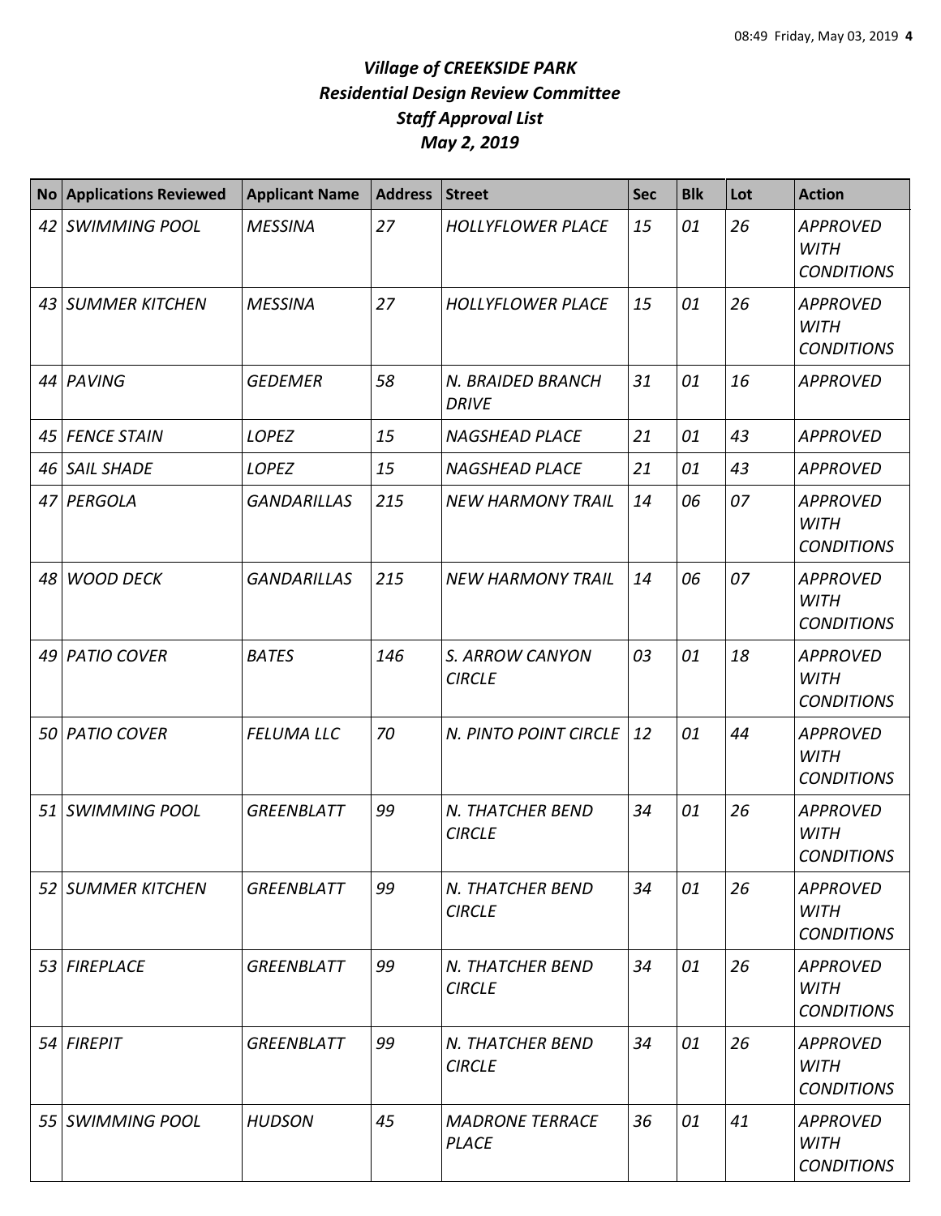# *Village of CREEKSIDE PARK*
## *Residential Design Review Committee*
## *Staff Approval List*
## *May 2, 2019*

| No | Applications Reviewed | Applicant Name | Address | Street | Sec | Blk | Lot | Action |
|---|---|---|---|---|---|---|---|---|
| 42 | SWIMMING POOL | MESSINA | 27 | HOLLYFLOWER PLACE | 15 | 01 | 26 | APPROVED WITH CONDITIONS |
| 43 | SUMMER KITCHEN | MESSINA | 27 | HOLLYFLOWER PLACE | 15 | 01 | 26 | APPROVED WITH CONDITIONS |
| 44 | PAVING | GEDEMER | 58 | N. BRAIDED BRANCH DRIVE | 31 | 01 | 16 | APPROVED |
| 45 | FENCE STAIN | LOPEZ | 15 | NAGSHEAD PLACE | 21 | 01 | 43 | APPROVED |
| 46 | SAIL SHADE | LOPEZ | 15 | NAGSHEAD PLACE | 21 | 01 | 43 | APPROVED |
| 47 | PERGOLA | GANDARILLAS | 215 | NEW HARMONY TRAIL | 14 | 06 | 07 | APPROVED WITH CONDITIONS |
| 48 | WOOD DECK | GANDARILLAS | 215 | NEW HARMONY TRAIL | 14 | 06 | 07 | APPROVED WITH CONDITIONS |
| 49 | PATIO COVER | BATES | 146 | S. ARROW CANYON CIRCLE | 03 | 01 | 18 | APPROVED WITH CONDITIONS |
| 50 | PATIO COVER | FELUMA LLC | 70 | N. PINTO POINT CIRCLE | 12 | 01 | 44 | APPROVED WITH CONDITIONS |
| 51 | SWIMMING POOL | GREENBLATT | 99 | N. THATCHER BEND CIRCLE | 34 | 01 | 26 | APPROVED WITH CONDITIONS |
| 52 | SUMMER KITCHEN | GREENBLATT | 99 | N. THATCHER BEND CIRCLE | 34 | 01 | 26 | APPROVED WITH CONDITIONS |
| 53 | FIREPLACE | GREENBLATT | 99 | N. THATCHER BEND CIRCLE | 34 | 01 | 26 | APPROVED WITH CONDITIONS |
| 54 | FIREPIT | GREENBLATT | 99 | N. THATCHER BEND CIRCLE | 34 | 01 | 26 | APPROVED WITH CONDITIONS |
| 55 | SWIMMING POOL | HUDSON | 45 | MADRONE TERRACE PLACE | 36 | 01 | 41 | APPROVED WITH CONDITIONS |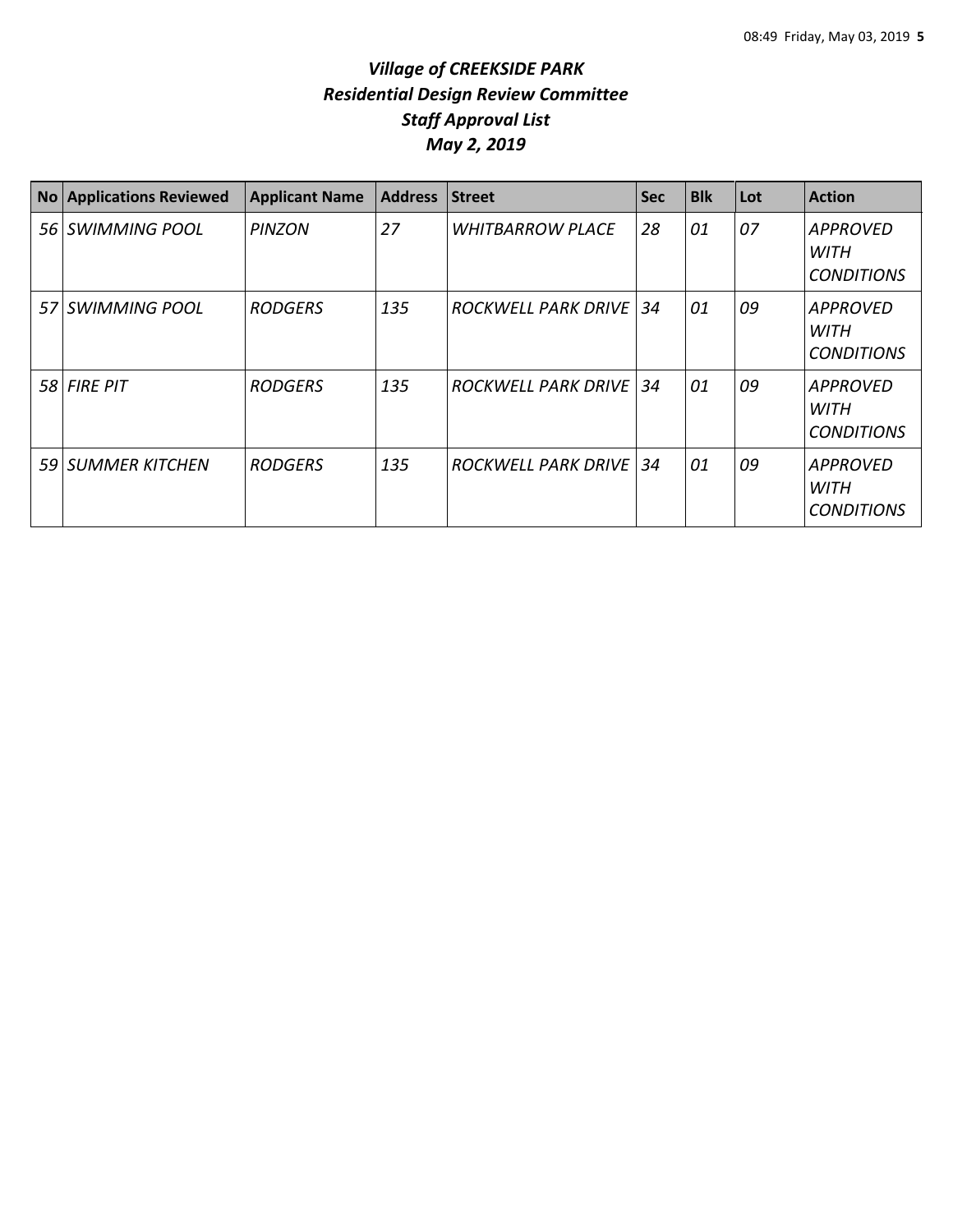# *Village of CREEKSIDE PARK*
## *Residential Design Review Committee*
## *Staff Approval List*
## *May 2, 2019*

| No | Applications Reviewed | Applicant Name | Address | Street | Sec | Blk | Lot | Action |
|---|---|---|---|---|---|---|---|---|
| *56* | *SWIMMING POOL* | *PINZON* | *27* | *WHITBARROW PLACE* | *28* | *01* | *07* | *APPROVED WITH CONDITIONS* |
| *57* | *SWIMMING POOL* | *RODGERS* | *135* | *ROCKWELL PARK DRIVE* | *34* | *01* | *09* | *APPROVED WITH CONDITIONS* |
| *58* | *FIRE PIT* | *RODGERS* | *135* | *ROCKWELL PARK DRIVE* | *34* | *01* | *09* | *APPROVED WITH CONDITIONS* |
| *59* | *SUMMER KITCHEN* | *RODGERS* | *135* | *ROCKWELL PARK DRIVE* | *34* | *01* | *09* | *APPROVED WITH CONDITIONS* |